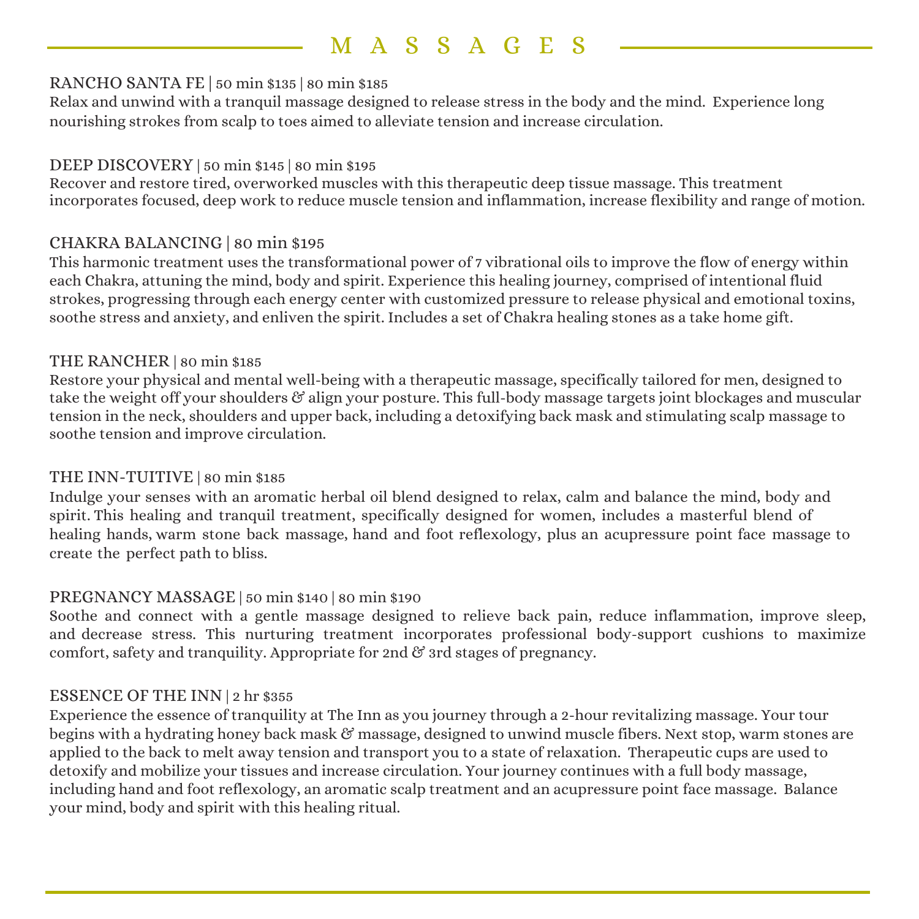# MASSAGES

### RANCHO SANTA FE | 50 min $135 | 80 min $185

Relax and unwind with a tranquil massage designed to release stress in the body and the mind. Experience long nourishing strokes from scalp to toes aimed to alleviate tension and increase circulation.

### DEEP DISCOVERY | 50 min $145 | 80 min $195

Recover and restore tired, overworked muscles with this therapeutic deep tissue massage. This treatment incorporates focused, deep work to reduce muscle tension and inflammation, increase flexibility and range of motion.

### CHAKRA BALANCING | 80 min $195

This harmonic treatment uses the transformational power of 7 vibrational oils to improve the flow of energy within each Chakra, attuning the mind, body and spirit. Experience this healing journey, comprised of intentional fluid strokes, progressing through each energy center with customized pressure to release physical and emotional toxins, soothe stress and anxiety, and enliven the spirit. Includes a set of Chakra healing stones as a take home gift.

### THE RANCHER | 80 min $185

Restore your physical and mental well-being with a therapeutic massage, specifically tailored for men, designed to take the weight off your shoulders & align your posture. This full-body massage targets joint blockages and muscular tension in the neck, shoulders and upper back, including a detoxifying back mask and stimulating scalp massage to soothe tension and improve circulation.

### THE INN-TUITIVE | 80 min $185

Indulge your senses with an aromatic herbal oil blend designed to relax, calm and balance the mind, body and spirit. This healing and tranquil treatment, specifically designed for women, includes a masterful blend of healing hands, warm stone back massage, hand and foot reflexology, plus an acupressure point face massage to create the perfect path to bliss.

### PREGNANCY MASSAGE | 50 min $140 | 80 min $190

Soothe and connect with a gentle massage designed to relieve back pain, reduce inflammation, improve sleep, and decrease stress. This nurturing treatment incorporates professional body-support cushions to maximize comfort, safety and tranquility. Appropriate for 2nd & 3rd stages of pregnancy.

### ESSENCE OF THE INN | 2 hr $355

Experience the essence of tranquility at The Inn as you journey through a 2-hour revitalizing massage. Your tour begins with a hydrating honey back mask & massage, designed to unwind muscle fibers. Next stop, warm stones are applied to the back to melt away tension and transport you to a state of relaxation. Therapeutic cups are used to detoxify and mobilize your tissues and increase circulation. Your journey continues with a full body massage, including hand and foot reflexology, an aromatic scalp treatment and an acupressure point face massage. Balance your mind, body and spirit with this healing ritual.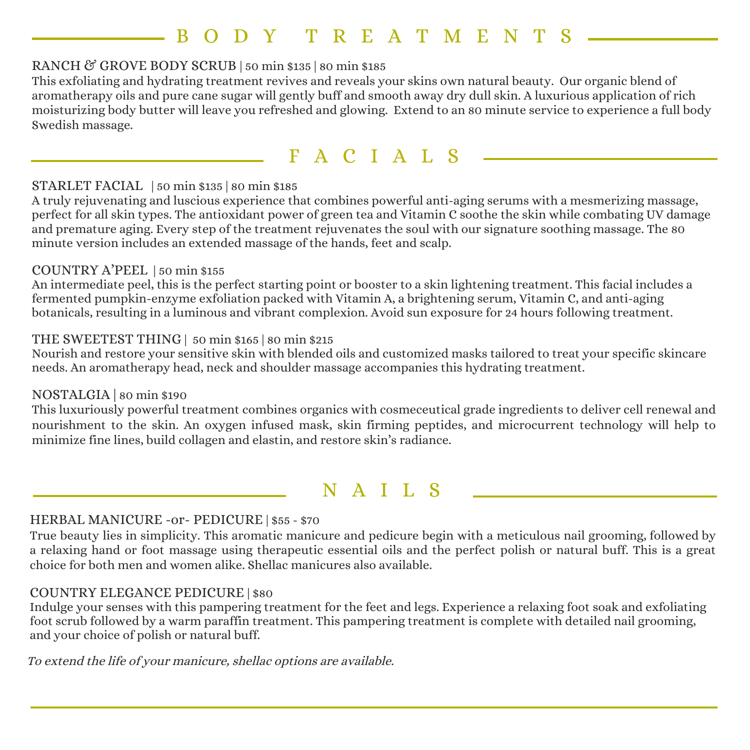## BODY TREATMENTS

RANCH & GROVE BODY SCRUB | 50 min $135 | 80 min $185

This exfoliating and hydrating treatment revives and reveals your skins own natural beauty. Our organic blend of aromatherapy oils and pure cane sugar will gently buff and smooth away dry dull skin. A luxurious application of rich moisturizing body butter will leave you refreshed and glowing. Extend to an 80 minute service to experience a full body Swedish massage.

## FACIALS

STARLET FACIAL | 50 min $135 | 80 min $185

A truly rejuvenating and luscious experience that combines powerful anti-aging serums with a mesmerizing massage, perfect for all skin types. The antioxidant power of green tea and Vitamin C soothe the skin while combating UV damage and premature aging. Every step of the treatment rejuvenates the soul with our signature soothing massage. The 80 minute version includes an extended massage of the hands, feet and scalp.

COUNTRY A'PEEL | 50 min $155

An intermediate peel, this is the perfect starting point or booster to a skin lightening treatment. This facial includes a fermented pumpkin-enzyme exfoliation packed with Vitamin A, a brightening serum, Vitamin C, and anti-aging botanicals, resulting in a luminous and vibrant complexion. Avoid sun exposure for 24 hours following treatment.

THE SWEETEST THING | 50 min $165 | 80 min $215

Nourish and restore your sensitive skin with blended oils and customized masks tailored to treat your specific skincare needs. An aromatherapy head, neck and shoulder massage accompanies this hydrating treatment.

NOSTALGIA | 80 min $190

This luxuriously powerful treatment combines organics with cosmeceutical grade ingredients to deliver cell renewal and nourishment to the skin. An oxygen infused mask, skin firming peptides, and microcurrent technology will help to minimize fine lines, build collagen and elastin, and restore skin's radiance.

## NAILS

HERBAL MANICURE -or- PEDICURE | $55 - $70

True beauty lies in simplicity. This aromatic manicure and pedicure begin with a meticulous nail grooming, followed by a relaxing hand or foot massage using therapeutic essential oils and the perfect polish or natural buff. This is a great choice for both men and women alike. Shellac manicures also available.

COUNTRY ELEGANCE PEDICURE | $80

Indulge your senses with this pampering treatment for the feet and legs. Experience a relaxing foot soak and exfoliating foot scrub followed by a warm paraffin treatment. This pampering treatment is complete with detailed nail grooming, and your choice of polish or natural buff.

*To extend the life of your manicure, shellac options are available.*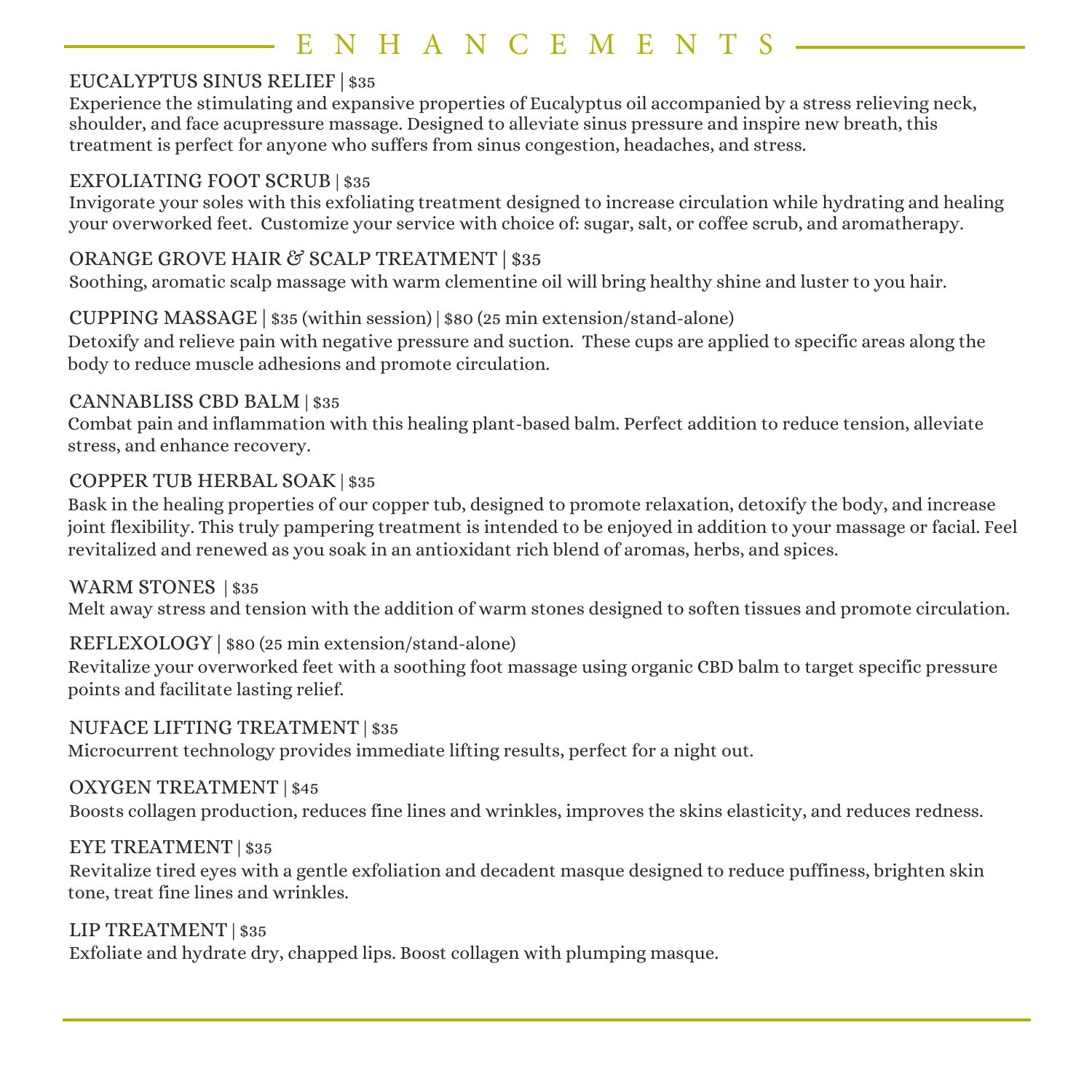# ENHANCEMENTS

### EUCALYPTUS SINUS RELIEF | $35

Experience the stimulating and expansive properties of Eucalyptus oil accompanied by a stress relieving neck, shoulder, and face acupressure massage. Designed to alleviate sinus pressure and inspire new breath, this treatment is perfect for anyone who suffers from sinus congestion, headaches, and stress.

### EXFOLIATING FOOT SCRUB | $35

Invigorate your soles with this exfoliating treatment designed to increase circulation while hydrating and healing your overworked feet. Customize your service with choice of: sugar, salt, or coffee scrub, and aromatherapy.

### ORANGE GROVE HAIR & SCALP TREATMENT | $35

Soothing, aromatic scalp massage with warm clementine oil will bring healthy shine and luster to you hair.

### CUPPING MASSAGE | $35 (within session) | $80 (25 min extension/stand-alone)

Detoxify and relieve pain with negative pressure and suction. These cups are applied to specific areas along the body to reduce muscle adhesions and promote circulation.

### CANNABLISS CBD BALM | $35

Combat pain and inflammation with this healing plant-based balm. Perfect addition to reduce tension, alleviate stress, and enhance recovery.

### COPPER TUB HERBAL SOAK | $35

Bask in the healing properties of our copper tub, designed to promote relaxation, detoxify the body, and increase joint flexibility. This truly pampering treatment is intended to be enjoyed in addition to your massage or facial. Feel revitalized and renewed as you soak in an antioxidant rich blend of aromas, herbs, and spices.

### WARM STONES | $35

Melt away stress and tension with the addition of warm stones designed to soften tissues and promote circulation.

### REFLEXOLOGY | $80 (25 min extension/stand-alone)

Revitalize your overworked feet with a soothing foot massage using organic CBD balm to target specific pressure points and facilitate lasting relief.

### NUFACE LIFTING TREATMENT | $35

Microcurrent technology provides immediate lifting results, perfect for a night out.

### OXYGEN TREATMENT | $45

Boosts collagen production, reduces fine lines and wrinkles, improves the skins elasticity, and reduces redness.

### EYE TREATMENT | $35

Revitalize tired eyes with a gentle exfoliation and decadent masque designed to reduce puffiness, brighten skin tone, treat fine lines and wrinkles.

### LIP TREATMENT | $35

Exfoliate and hydrate dry, chapped lips. Boost collagen with plumping masque.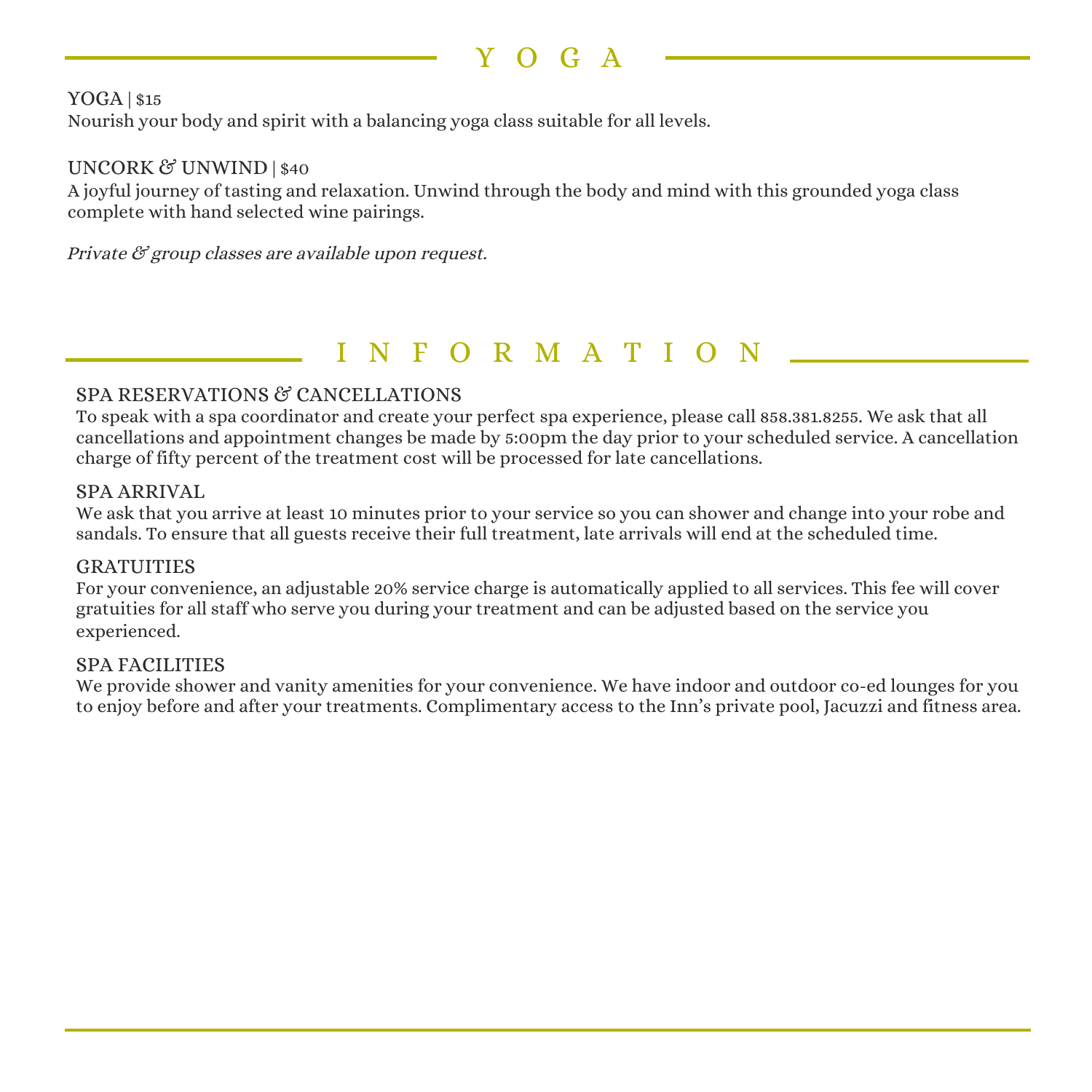# YOGA

YOGA | $15

Nourish your body and spirit with a balancing yoga class suitable for all levels.

UNCORK & UNWIND | $40

A joyful journey of tasting and relaxation. Unwind through the body and mind with this grounded yoga class complete with hand selected wine pairings.

*Private & group classes are available upon request.*

# INFORMATION

## SPA RESERVATIONS & CANCELLATIONS

To speak with a spa coordinator and create your perfect spa experience, please call 858.381.8255. We ask that all cancellations and appointment changes be made by 5:00pm the day prior to your scheduled service. A cancellation charge of fifty percent of the treatment cost will be processed for late cancellations.

## SPA ARRIVAL

We ask that you arrive at least 10 minutes prior to your service so you can shower and change into your robe and sandals. To ensure that all guests receive their full treatment, late arrivals will end at the scheduled time.

## GRATUITIES

For your convenience, an adjustable 20% service charge is automatically applied to all services. This fee will cover gratuities for all staff who serve you during your treatment and can be adjusted based on the service you experienced.

## SPA FACILITIES

We provide shower and vanity amenities for your convenience. We have indoor and outdoor co-ed lounges for you to enjoy before and after your treatments. Complimentary access to the Inn's private pool, Jacuzzi and fitness area.